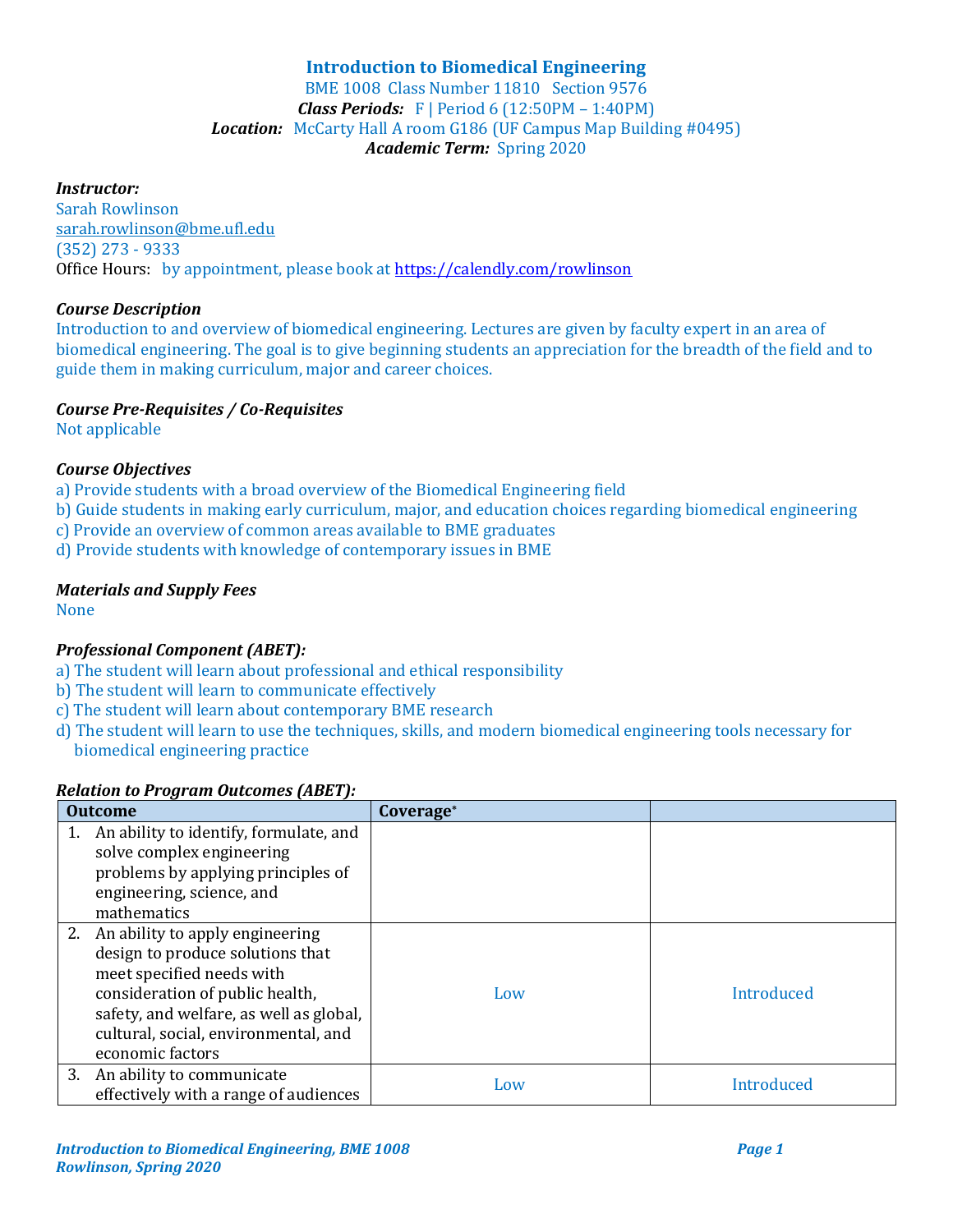# Introduction to Biomedical Engineering

BME 1008 Class Number 11810 Section 9576

***Class Periods:*** F | Period 6 (12:50PM – 1:40PM)

***Location:*** McCarty Hall A room G186 (UF Campus Map Building #0495)

***Academic Term:*** Spring 2020

***Instructor:***

Sarah Rowlinson

sarah.rowlinson@bme.ufl.edu

(352) 273 - 9333

Office Hours: by appointment, please book at https://calendly.com/rowlinson

### *Course Description*

Introduction to and overview of biomedical engineering. Lectures are given by faculty expert in an area of biomedical engineering. The goal is to give beginning students an appreciation for the breadth of the field and to guide them in making curriculum, major and career choices.

### *Course Pre-Requisites / Co-Requisites*

Not applicable

### *Course Objectives*

a) Provide students with a broad overview of the Biomedical Engineering field
b) Guide students in making early curriculum, major, and education choices regarding biomedical engineering
c) Provide an overview of common areas available to BME graduates
d) Provide students with knowledge of contemporary issues in BME

### *Materials and Supply Fees*

None

### *Professional Component (ABET):*

a) The student will learn about professional and ethical responsibility
b) The student will learn to communicate effectively
c) The student will learn about contemporary BME research
d) The student will learn to use the techniques, skills, and modern biomedical engineering tools necessary for biomedical engineering practice

### *Relation to Program Outcomes (ABET):*

| Outcome | Coverage* | |
|---|---|---|
| 1. An ability to identify, formulate, and solve complex engineering problems by applying principles of engineering, science, and mathematics | | |
| 2. An ability to apply engineering design to produce solutions that meet specified needs with consideration of public health, safety, and welfare, as well as global, cultural, social, environmental, and economic factors | Low | Introduced |
| 3. An ability to communicate effectively with a range of audiences | Low | Introduced |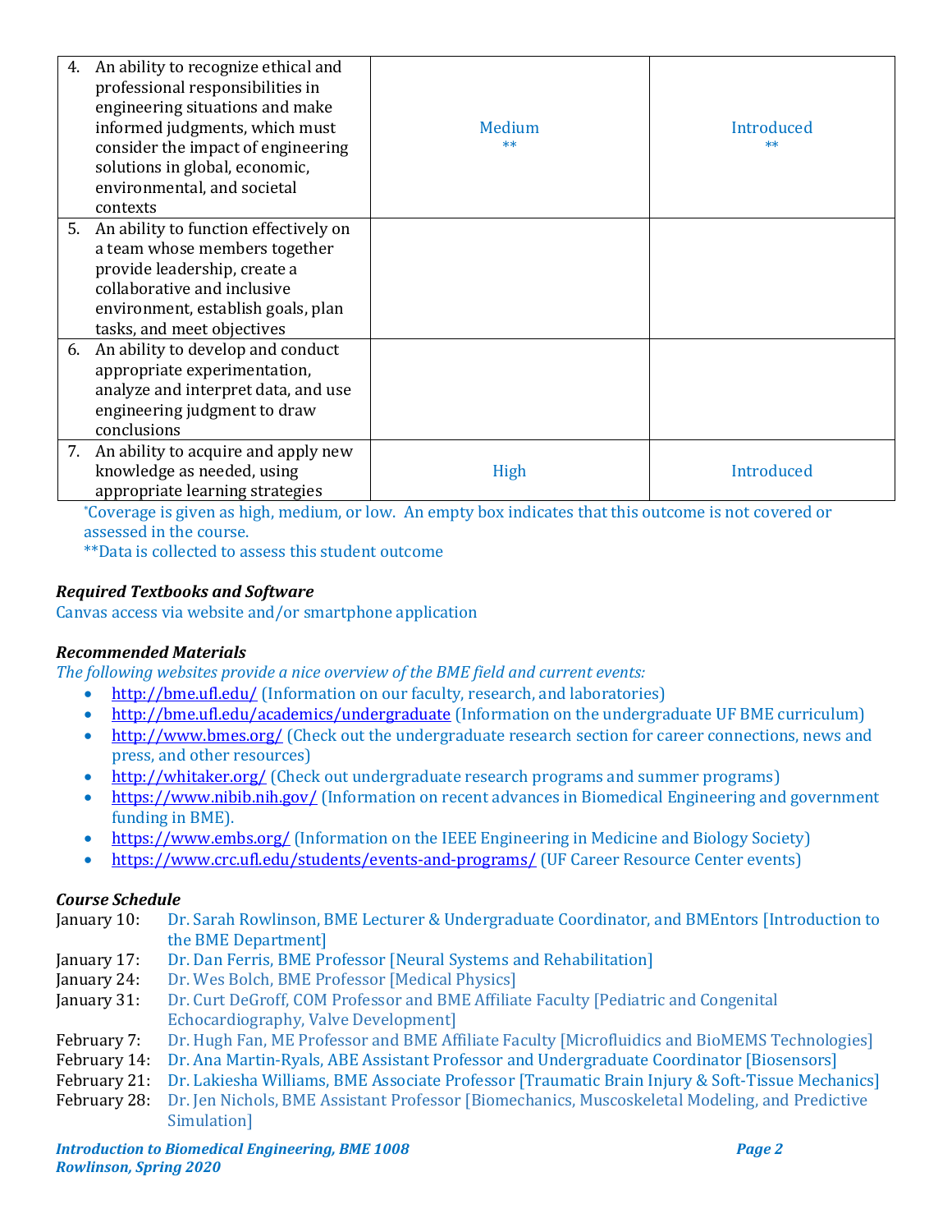| | | |
|---|---|---|
| 4. An ability to recognize ethical and professional responsibilities in engineering situations and make informed judgments, which must consider the impact of engineering solutions in global, economic, environmental, and societal contexts | Medium ** | Introduced ** |
| 5. An ability to function effectively on a team whose members together provide leadership, create a collaborative and inclusive environment, establish goals, plan tasks, and meet objectives | | |
| 6. An ability to develop and conduct appropriate experimentation, analyze and interpret data, and use engineering judgment to draw conclusions | | |
| 7. An ability to acquire and apply new knowledge as needed, using appropriate learning strategies | High | Introduced |

*Coverage is given as high, medium, or low. An empty box indicates that this outcome is not covered or assessed in the course.

**Data is collected to assess this student outcome

### *Required Textbooks and Software*

Canvas access via website and/or smartphone application

### *Recommended Materials*

*The following websites provide a nice overview of the BME field and current events:*

- http://bme.ufl.edu/ (Information on our faculty, research, and laboratories)
- http://bme.ufl.edu/academics/undergraduate (Information on the undergraduate UF BME curriculum)
- http://www.bmes.org/ (Check out the undergraduate research section for career connections, news and press, and other resources)
- http://whitaker.org/ (Check out undergraduate research programs and summer programs)
- https://www.nibib.nih.gov/ (Information on recent advances in Biomedical Engineering and government funding in BME).
- https://www.embs.org/ (Information on the IEEE Engineering in Medicine and Biology Society)
- https://www.crc.ufl.edu/students/events-and-programs/ (UF Career Resource Center events)

### *Course Schedule*

January 10: Dr. Sarah Rowlinson, BME Lecturer & Undergraduate Coordinator, and BMEntors [Introduction to the BME Department]

January 17: Dr. Dan Ferris, BME Professor [Neural Systems and Rehabilitation]

January 24: Dr. Wes Bolch, BME Professor [Medical Physics]

January 31: Dr. Curt DeGroff, COM Professor and BME Affiliate Faculty [Pediatric and Congenital Echocardiography, Valve Development]

February 7: Dr. Hugh Fan, ME Professor and BME Affiliate Faculty [Microfluidics and BioMEMS Technologies]

February 14: Dr. Ana Martin-Ryals, ABE Assistant Professor and Undergraduate Coordinator [Biosensors]

February 21: Dr. Lakiesha Williams, BME Associate Professor [Traumatic Brain Injury & Soft-Tissue Mechanics]

February 28: Dr. Jen Nichols, BME Assistant Professor [Biomechanics, Muscoskeletal Modeling, and Predictive Simulation]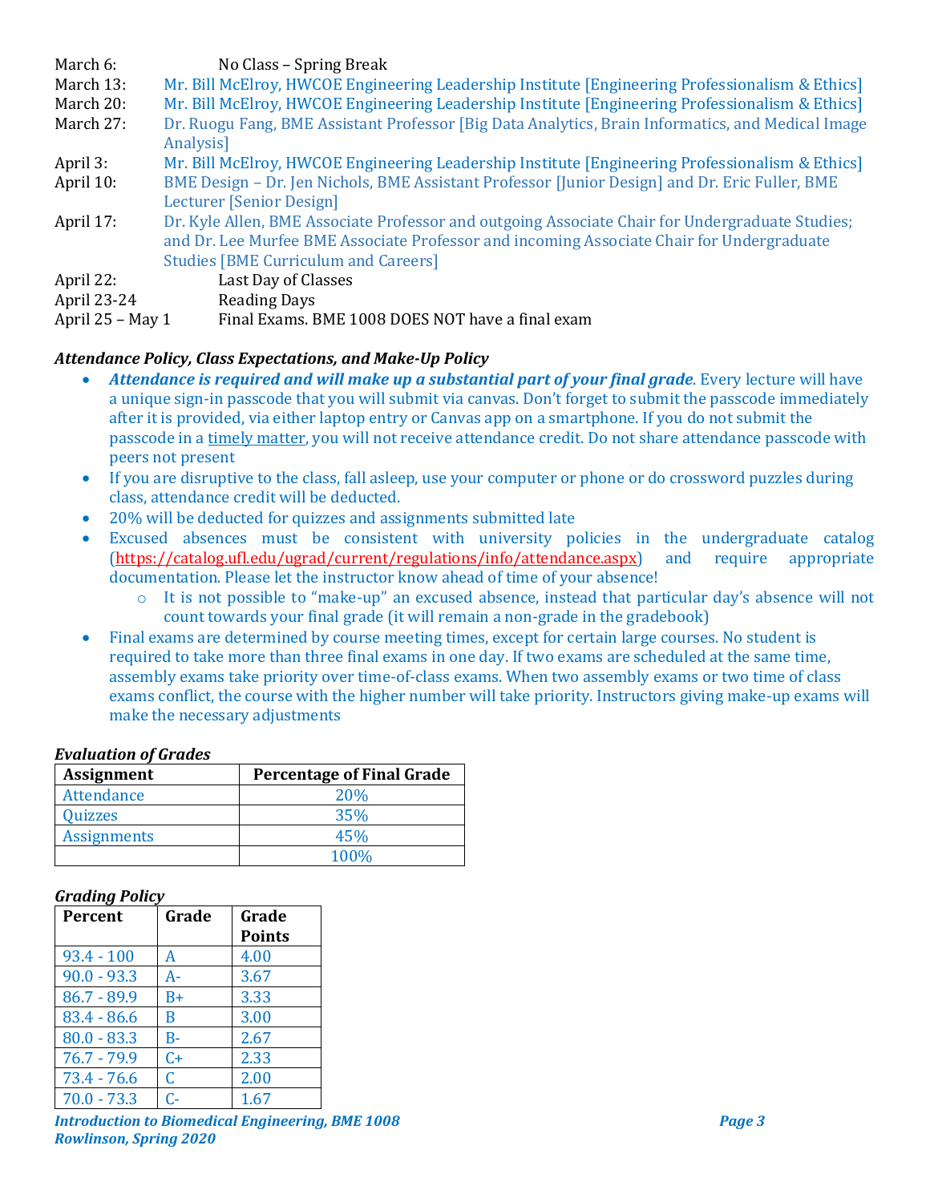March 6: No Class – Spring Break
March 13: Mr. Bill McElroy, HWCOE Engineering Leadership Institute [Engineering Professionalism & Ethics]
March 20: Mr. Bill McElroy, HWCOE Engineering Leadership Institute [Engineering Professionalism & Ethics]
March 27: Dr. Ruogu Fang, BME Assistant Professor [Big Data Analytics, Brain Informatics, and Medical Image Analysis]
April 3: Mr. Bill McElroy, HWCOE Engineering Leadership Institute [Engineering Professionalism & Ethics]
April 10: BME Design – Dr. Jen Nichols, BME Assistant Professor [Junior Design] and Dr. Eric Fuller, BME Lecturer [Senior Design]
April 17: Dr. Kyle Allen, BME Associate Professor and outgoing Associate Chair for Undergraduate Studies; and Dr. Lee Murfee BME Associate Professor and incoming Associate Chair for Undergraduate Studies [BME Curriculum and Careers]
April 22: Last Day of Classes
April 23-24 Reading Days
April 25 – May 1 Final Exams. BME 1008 DOES NOT have a final exam

***Attendance Policy, Class Expectations, and Make-Up Policy***

- ***Attendance is required and will make up a substantial part of your final grade***. Every lecture will have a unique sign-in passcode that you will submit via canvas. Don't forget to submit the passcode immediately after it is provided, via either laptop entry or Canvas app on a smartphone. If you do not submit the passcode in a timely matter, you will not receive attendance credit. Do not share attendance passcode with peers not present
- If you are disruptive to the class, fall asleep, use your computer or phone or do crossword puzzles during class, attendance credit will be deducted.
- 20% will be deducted for quizzes and assignments submitted late
- Excused absences must be consistent with university policies in the undergraduate catalog (https://catalog.ufl.edu/ugrad/current/regulations/info/attendance.aspx) and require appropriate documentation. Please let the instructor know ahead of time of your absence!
  - It is not possible to "make-up" an excused absence, instead that particular day's absence will not count towards your final grade (it will remain a non-grade in the gradebook)
- Final exams are determined by course meeting times, except for certain large courses. No student is required to take more than three final exams in one day. If two exams are scheduled at the same time, assembly exams take priority over time-of-class exams. When two assembly exams or two time of class exams conflict, the course with the higher number will take priority. Instructors giving make-up exams will make the necessary adjustments

***Evaluation of Grades***

| Assignment | Percentage of Final Grade |
|---|---|
| Attendance | 20% |
| Quizzes | 35% |
| Assignments | 45% |
| | 100% |

***Grading Policy***

| Percent | Grade | Grade Points |
|---|---|---|
| 93.4 - 100 | A | 4.00 |
| 90.0 - 93.3 | A- | 3.67 |
| 86.7 - 89.9 | B+ | 3.33 |
| 83.4 - 86.6 | B | 3.00 |
| 80.0 - 83.3 | B- | 2.67 |
| 76.7 - 79.9 | C+ | 2.33 |
| 73.4 - 76.6 | C | 2.00 |
| 70.0 - 73.3 | C- | 1.67 |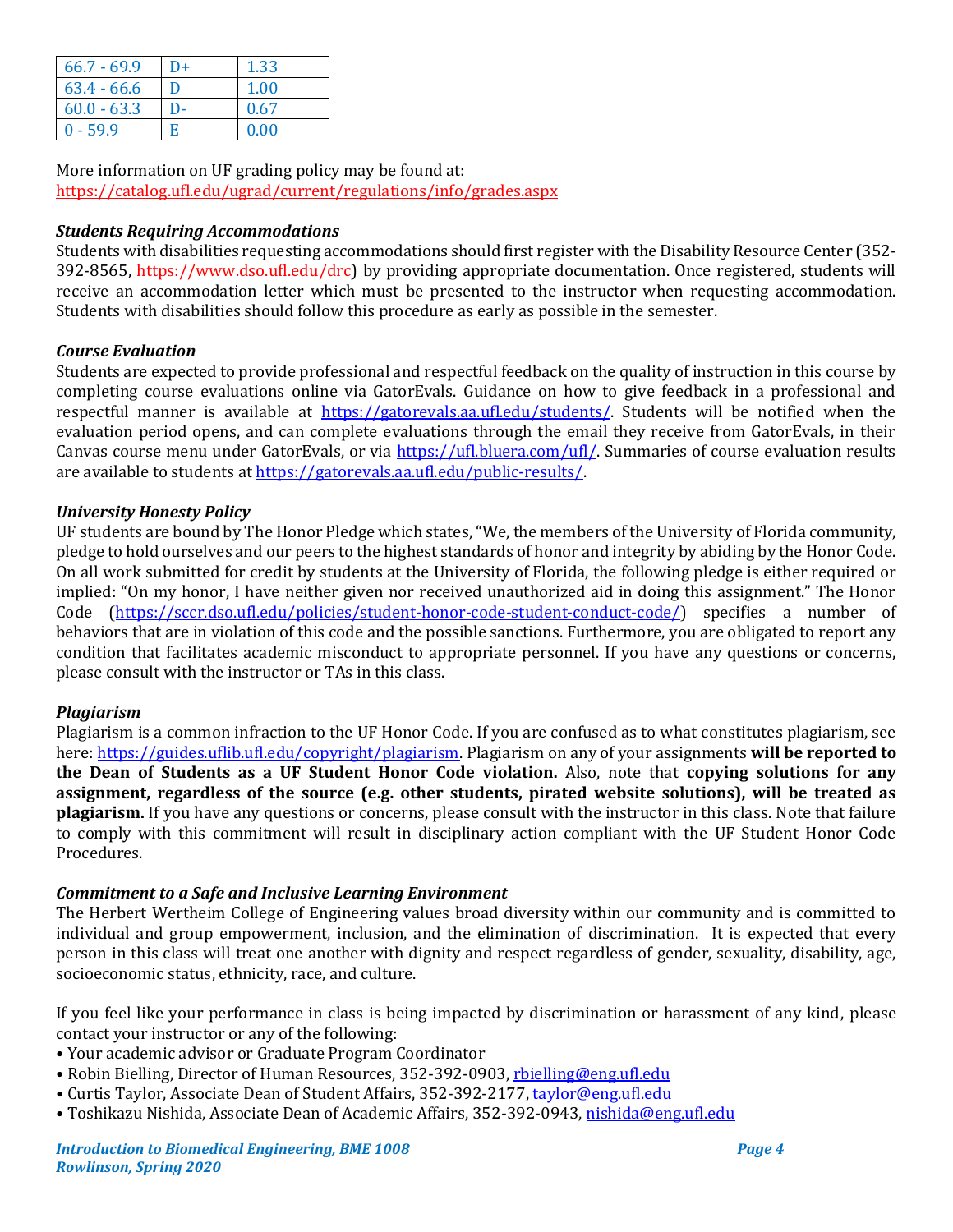| 66.7 - 69.9 | D+ | 1.33 |
|---|---|---|
| 63.4 - 66.6 | D | 1.00 |
| 60.0 - 63.3 | D- | 0.67 |
| 0 - 59.9 | E | 0.00 |

More information on UF grading policy may be found at:
https://catalog.ufl.edu/ugrad/current/regulations/info/grades.aspx

### *Students Requiring Accommodations*

Students with disabilities requesting accommodations should first register with the Disability Resource Center (352-392-8565, https://www.dso.ufl.edu/drc) by providing appropriate documentation. Once registered, students will receive an accommodation letter which must be presented to the instructor when requesting accommodation. Students with disabilities should follow this procedure as early as possible in the semester.

### *Course Evaluation*

Students are expected to provide professional and respectful feedback on the quality of instruction in this course by completing course evaluations online via GatorEvals. Guidance on how to give feedback in a professional and respectful manner is available at https://gatorevals.aa.ufl.edu/students/. Students will be notified when the evaluation period opens, and can complete evaluations through the email they receive from GatorEvals, in their Canvas course menu under GatorEvals, or via https://ufl.bluera.com/ufl/. Summaries of course evaluation results are available to students at https://gatorevals.aa.ufl.edu/public-results/.

### *University Honesty Policy*

UF students are bound by The Honor Pledge which states, "We, the members of the University of Florida community, pledge to hold ourselves and our peers to the highest standards of honor and integrity by abiding by the Honor Code. On all work submitted for credit by students at the University of Florida, the following pledge is either required or implied: "On my honor, I have neither given nor received unauthorized aid in doing this assignment." The Honor Code (https://sccr.dso.ufl.edu/policies/student-honor-code-student-conduct-code/) specifies a number of behaviors that are in violation of this code and the possible sanctions. Furthermore, you are obligated to report any condition that facilitates academic misconduct to appropriate personnel. If you have any questions or concerns, please consult with the instructor or TAs in this class.

### *Plagiarism*

Plagiarism is a common infraction to the UF Honor Code. If you are confused as to what constitutes plagiarism, see here: https://guides.uflib.ufl.edu/copyright/plagiarism. Plagiarism on any of your assignments **will be reported to the Dean of Students as a UF Student Honor Code violation.** Also, note that **copying solutions for any assignment, regardless of the source (e.g. other students, pirated website solutions), will be treated as plagiarism.** If you have any questions or concerns, please consult with the instructor in this class. Note that failure to comply with this commitment will result in disciplinary action compliant with the UF Student Honor Code Procedures.

### *Commitment to a Safe and Inclusive Learning Environment*

The Herbert Wertheim College of Engineering values broad diversity within our community and is committed to individual and group empowerment, inclusion, and the elimination of discrimination. It is expected that every person in this class will treat one another with dignity and respect regardless of gender, sexuality, disability, age, socioeconomic status, ethnicity, race, and culture.

If you feel like your performance in class is being impacted by discrimination or harassment of any kind, please contact your instructor or any of the following:

- Your academic advisor or Graduate Program Coordinator
- Robin Bielling, Director of Human Resources, 352-392-0903, rbielling@eng.ufl.edu
- Curtis Taylor, Associate Dean of Student Affairs, 352-392-2177, taylor@eng.ufl.edu
- Toshikazu Nishida, Associate Dean of Academic Affairs, 352-392-0943, nishida@eng.ufl.edu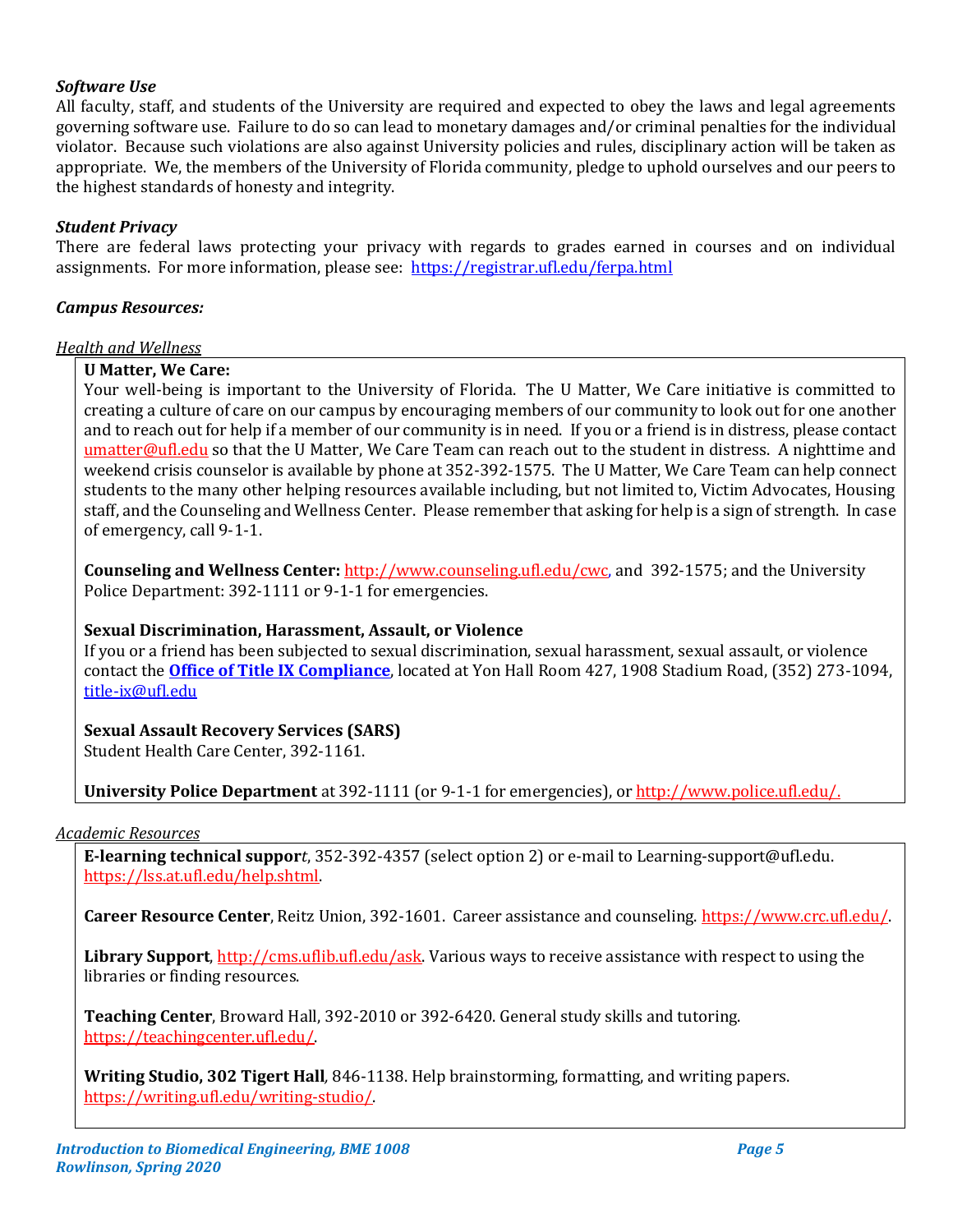***Software Use***

All faculty, staff, and students of the University are required and expected to obey the laws and legal agreements governing software use. Failure to do so can lead to monetary damages and/or criminal penalties for the individual violator. Because such violations are also against University policies and rules, disciplinary action will be taken as appropriate. We, the members of the University of Florida community, pledge to uphold ourselves and our peers to the highest standards of honesty and integrity.

***Student Privacy***

There are federal laws protecting your privacy with regards to grades earned in courses and on individual assignments. For more information, please see: https://registrar.ufl.edu/ferpa.html

***Campus Resources:***

*Health and Wellness*

**U Matter, We Care:**
Your well-being is important to the University of Florida. The U Matter, We Care initiative is committed to creating a culture of care on our campus by encouraging members of our community to look out for one another and to reach out for help if a member of our community is in need. If you or a friend is in distress, please contact umatter@ufl.edu so that the U Matter, We Care Team can reach out to the student in distress. A nighttime and weekend crisis counselor is available by phone at 352-392-1575. The U Matter, We Care Team can help connect students to the many other helping resources available including, but not limited to, Victim Advocates, Housing staff, and the Counseling and Wellness Center. Please remember that asking for help is a sign of strength. In case of emergency, call 9-1-1.

**Counseling and Wellness Center:** http://www.counseling.ufl.edu/cwc, and 392-1575; and the University Police Department: 392-1111 or 9-1-1 for emergencies.

**Sexual Discrimination, Harassment, Assault, or Violence**
If you or a friend has been subjected to sexual discrimination, sexual harassment, sexual assault, or violence contact the **Office of Title IX Compliance**, located at Yon Hall Room 427, 1908 Stadium Road, (352) 273-1094, title-ix@ufl.edu

**Sexual Assault Recovery Services (SARS)**
Student Health Care Center, 392-1161.

**University Police Department** at 392-1111 (or 9-1-1 for emergencies), or http://www.police.ufl.edu/.

*Academic Resources*

**E-learning technical suppor***t*, 352-392-4357 (select option 2) or e-mail to Learning-support@ufl.edu. https://lss.at.ufl.edu/help.shtml.

**Career Resource Center**, Reitz Union, 392-1601. Career assistance and counseling. https://www.crc.ufl.edu/.

**Library Support**, http://cms.uflib.ufl.edu/ask. Various ways to receive assistance with respect to using the libraries or finding resources.

**Teaching Center**, Broward Hall, 392-2010 or 392-6420. General study skills and tutoring. https://teachingcenter.ufl.edu/.

**Writing Studio, 302 Tigert Hall**, 846-1138. Help brainstorming, formatting, and writing papers. https://writing.ufl.edu/writing-studio/.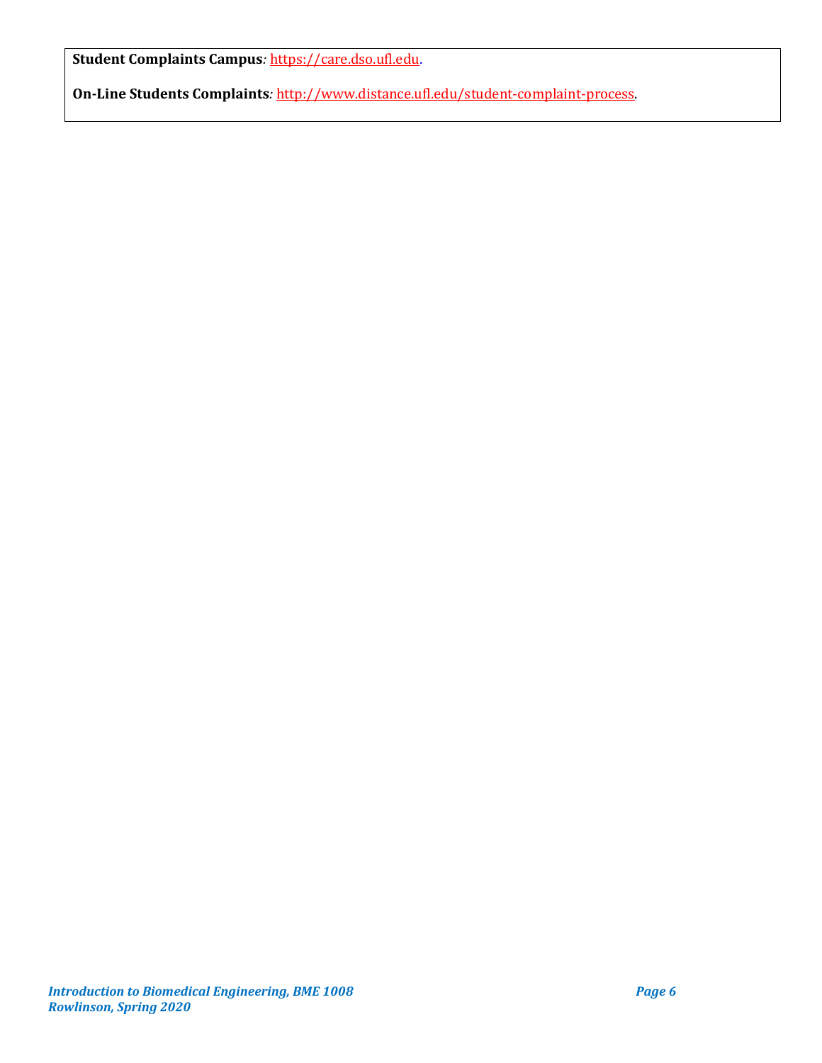**Student Complaints Campus***:* https://care.dso.ufl.edu.

**On-Line Students Complaints***:* http://www.distance.ufl.edu/student-complaint-process.